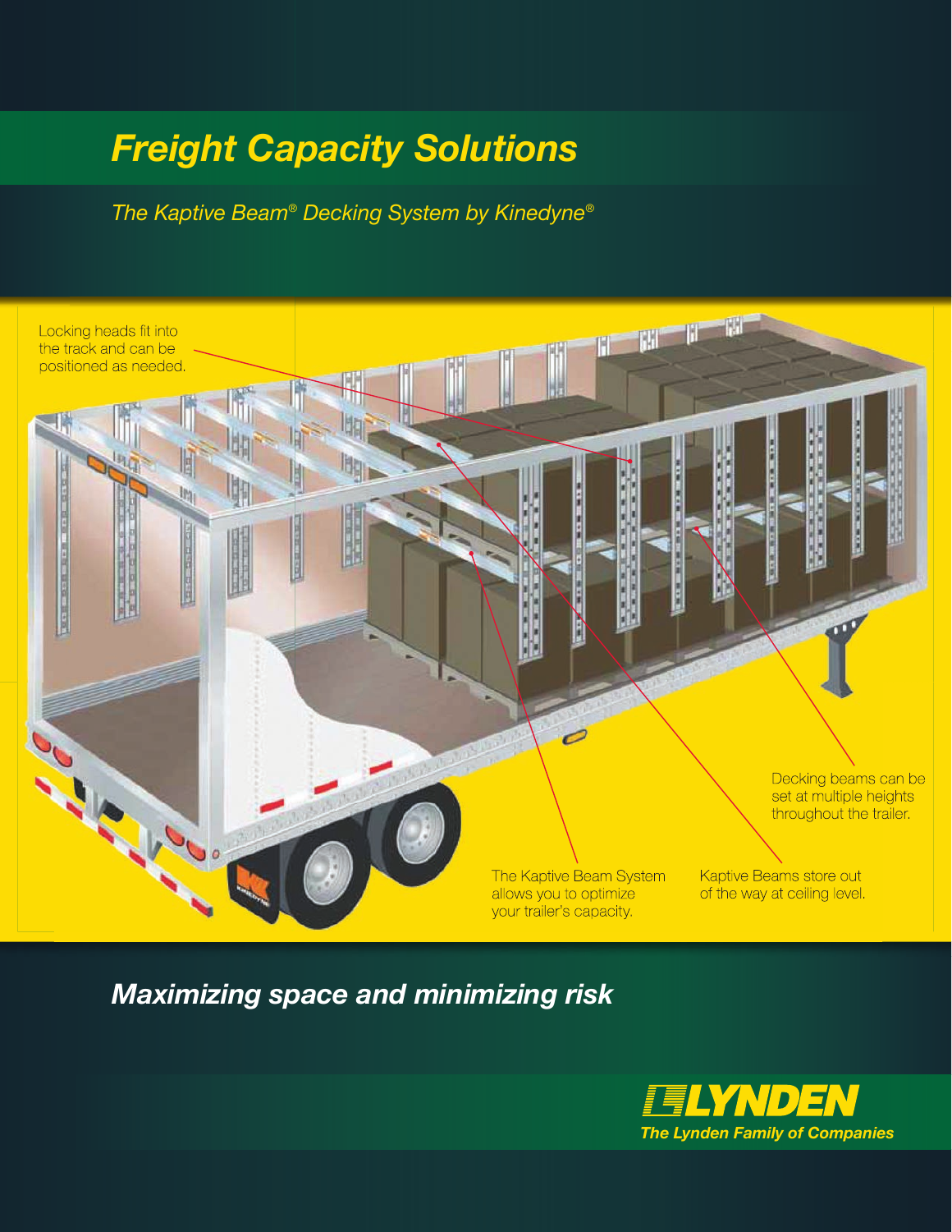# Freight Capacity Solutions

*The Kaptive Beam® Decking System by Kinedyne®*

Locking heads fit into the track and can be positioned as needed.

Decking beams can be set at multiple heights throughout the trailer.

The Kaptive Beam System allows you to optimize your trailer's capacity.

Kaptive Beams store out of the way at ceiling level.

## *Maximizing space and minimizing risk*

**LYNDEN**

***The Lynden Family of Companies***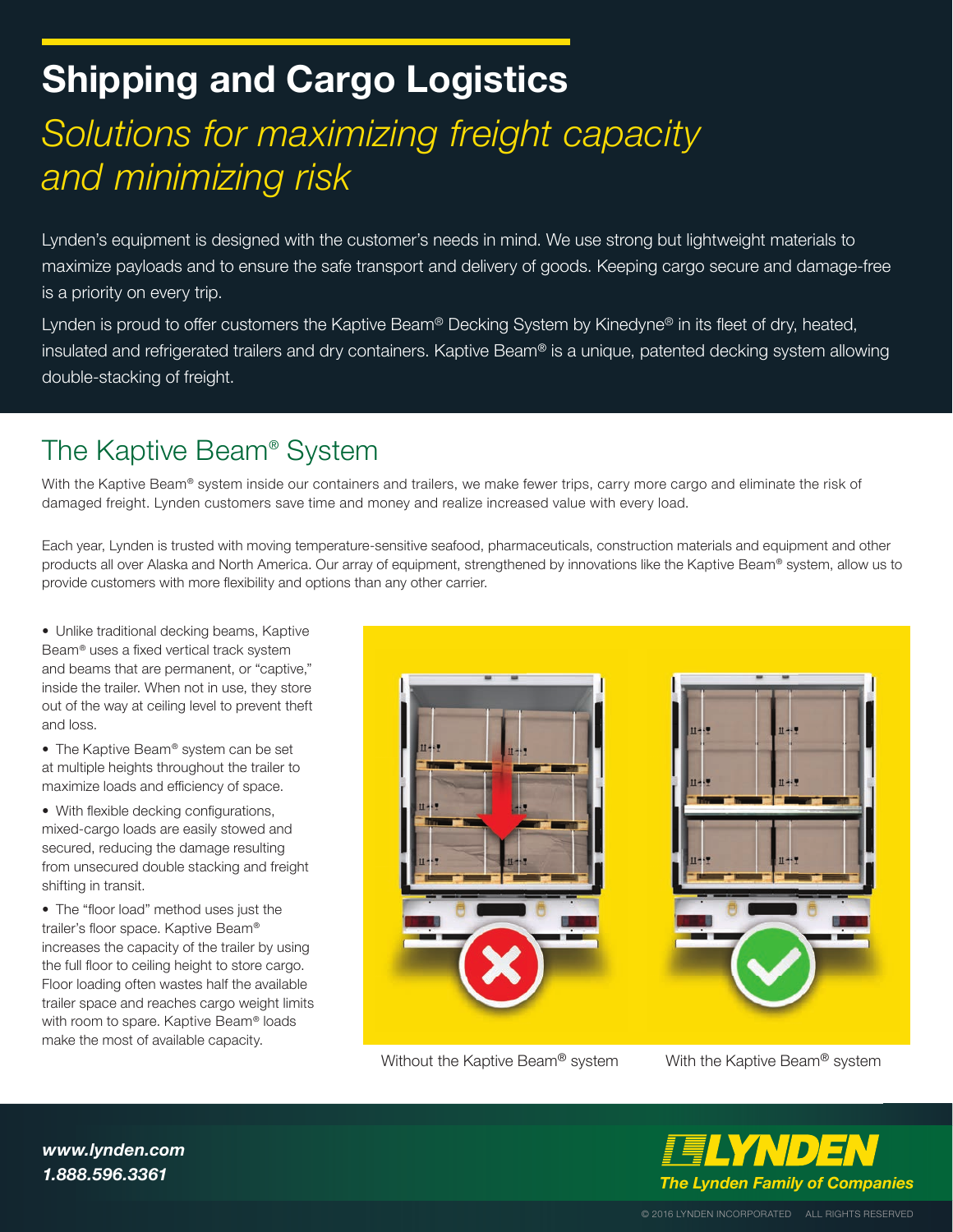# Shipping and Cargo Logistics

*Solutions for maximizing freight capacity and minimizing risk*

Lynden's equipment is designed with the customer's needs in mind. We use strong but lightweight materials to maximize payloads and to ensure the safe transport and delivery of goods. Keeping cargo secure and damage-free is a priority on every trip.

Lynden is proud to offer customers the Kaptive Beam® Decking System by Kinedyne® in its fleet of dry, heated, insulated and refrigerated trailers and dry containers. Kaptive Beam® is a unique, patented decking system allowing double-stacking of freight.

## The Kaptive Beam® System

With the Kaptive Beam® system inside our containers and trailers, we make fewer trips, carry more cargo and eliminate the risk of damaged freight. Lynden customers save time and money and realize increased value with every load.

Each year, Lynden is trusted with moving temperature-sensitive seafood, pharmaceuticals, construction materials and equipment and other products all over Alaska and North America. Our array of equipment, strengthened by innovations like the Kaptive Beam® system, allow us to provide customers with more flexibility and options than any other carrier.

- Unlike traditional decking beams, Kaptive Beam® uses a fixed vertical track system and beams that are permanent, or "captive," inside the trailer. When not in use, they store out of the way at ceiling level to prevent theft and loss.
- The Kaptive Beam® system can be set at multiple heights throughout the trailer to maximize loads and efficiency of space.
- With flexible decking configurations, mixed-cargo loads are easily stowed and secured, reducing the damage resulting from unsecured double stacking and freight shifting in transit.
- The "floor load" method uses just the trailer's floor space. Kaptive Beam® increases the capacity of the trailer by using the full floor to ceiling height to store cargo. Floor loading often wastes half the available trailer space and reaches cargo weight limits with room to spare. Kaptive Beam® loads make the most of available capacity.

Without the Kaptive Beam® system

With the Kaptive Beam® system

***www.lynden.com***
***1.888.596.3361***

LYNDEN
*The Lynden Family of Companies*

© 2016 LYNDEN INCORPORATED ALL RIGHTS RESERVED